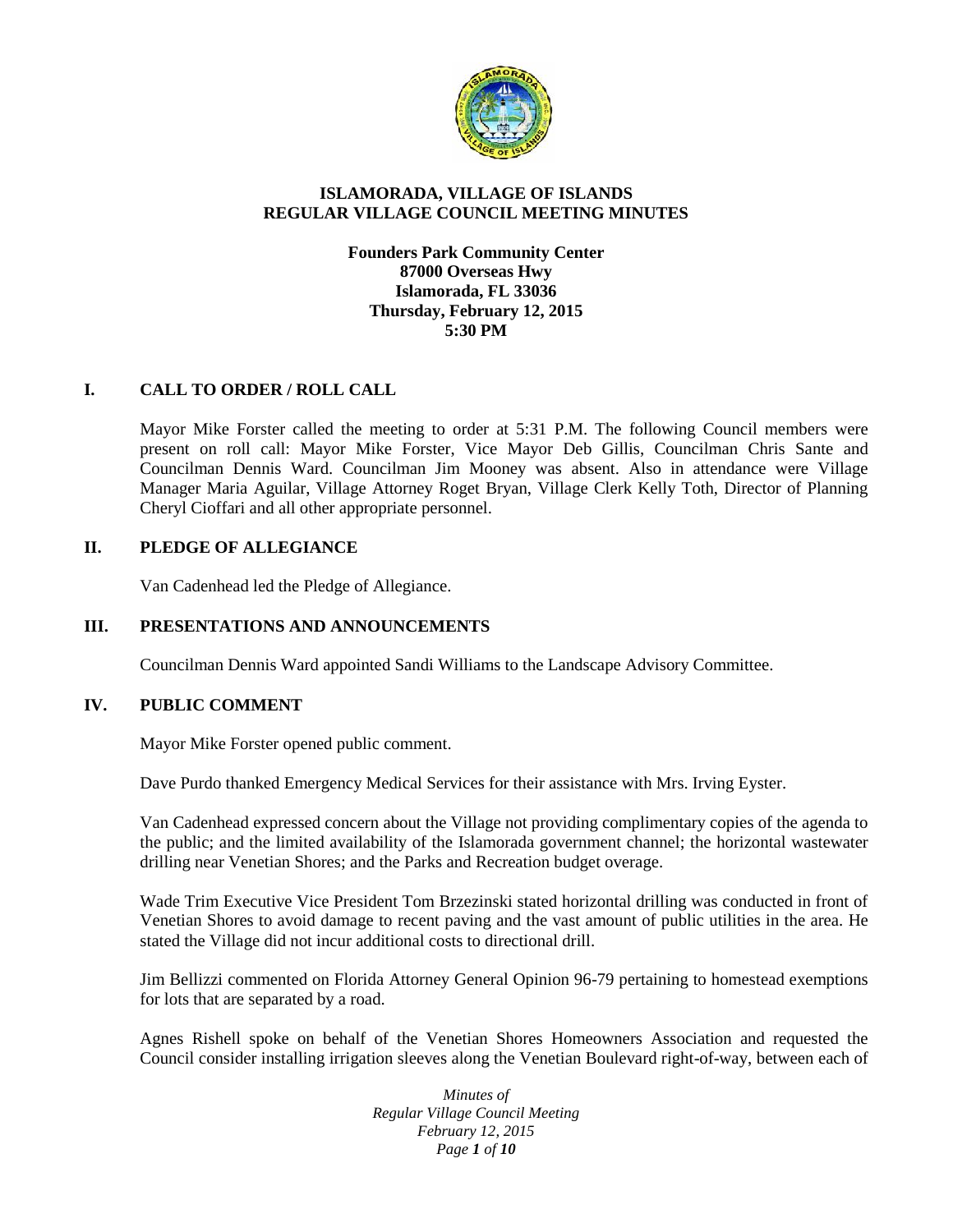# ISLAMORADA, VILLAGE OF ISLANDS
## REGULAR VILLAGE COUNCIL MEETING MINUTES

**Founders Park Community Center**
**87000 Overseas Hwy**
**Islamorada, FL 33036**
**Thursday, February 12, 2015**
**5:30 PM**

## I. CALL TO ORDER / ROLL CALL

Mayor Mike Forster called the meeting to order at 5:31 P.M. The following Council members were present on roll call: Mayor Mike Forster, Vice Mayor Deb Gillis, Councilman Chris Sante and Councilman Dennis Ward. Councilman Jim Mooney was absent. Also in attendance were Village Manager Maria Aguilar, Village Attorney Roget Bryan, Village Clerk Kelly Toth, Director of Planning Cheryl Cioffari and all other appropriate personnel.

## II. PLEDGE OF ALLEGIANCE

Van Cadenhead led the Pledge of Allegiance.

## III. PRESENTATIONS AND ANNOUNCEMENTS

Councilman Dennis Ward appointed Sandi Williams to the Landscape Advisory Committee.

## IV. PUBLIC COMMENT

Mayor Mike Forster opened public comment.

Dave Purdo thanked Emergency Medical Services for their assistance with Mrs. Irving Eyster.

Van Cadenhead expressed concern about the Village not providing complimentary copies of the agenda to the public; and the limited availability of the Islamorada government channel; the horizontal wastewater drilling near Venetian Shores; and the Parks and Recreation budget overage.

Wade Trim Executive Vice President Tom Brzezinski stated horizontal drilling was conducted in front of Venetian Shores to avoid damage to recent paving and the vast amount of public utilities in the area. He stated the Village did not incur additional costs to directional drill.

Jim Bellizzi commented on Florida Attorney General Opinion 96-79 pertaining to homestead exemptions for lots that are separated by a road.

Agnes Rishell spoke on behalf of the Venetian Shores Homeowners Association and requested the Council consider installing irrigation sleeves along the Venetian Boulevard right-of-way, between each of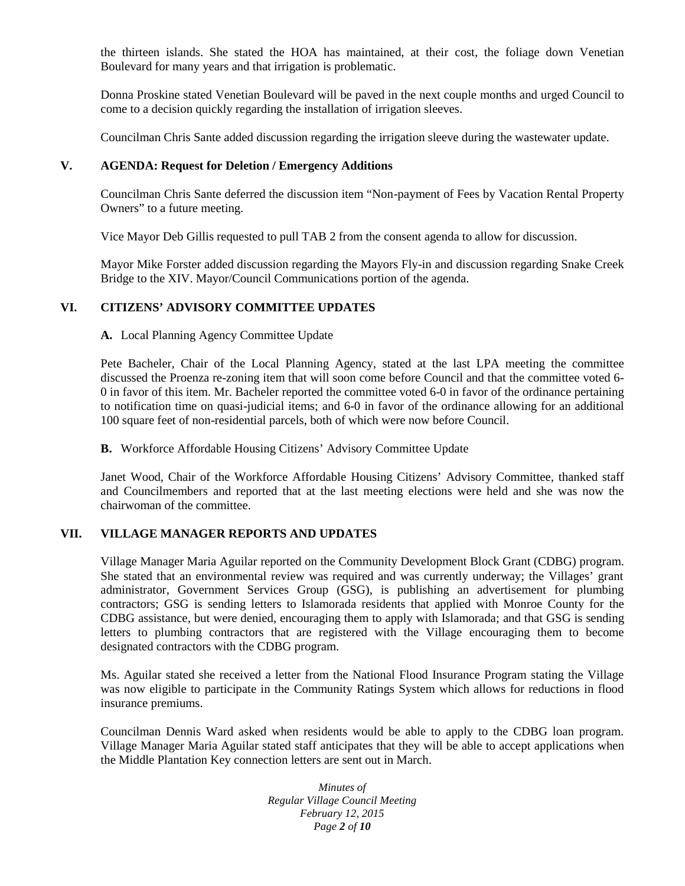the thirteen islands. She stated the HOA has maintained, at their cost, the foliage down Venetian Boulevard for many years and that irrigation is problematic.

Donna Proskine stated Venetian Boulevard will be paved in the next couple months and urged Council to come to a decision quickly regarding the installation of irrigation sleeves.

Councilman Chris Sante added discussion regarding the irrigation sleeve during the wastewater update.

## V. AGENDA: Request for Deletion / Emergency Additions

Councilman Chris Sante deferred the discussion item "Non-payment of Fees by Vacation Rental Property Owners" to a future meeting.

Vice Mayor Deb Gillis requested to pull TAB 2 from the consent agenda to allow for discussion.

Mayor Mike Forster added discussion regarding the Mayors Fly-in and discussion regarding Snake Creek Bridge to the XIV. Mayor/Council Communications portion of the agenda.

## VI. CITIZENS' ADVISORY COMMITTEE UPDATES

**A.** Local Planning Agency Committee Update

Pete Bacheler, Chair of the Local Planning Agency, stated at the last LPA meeting the committee discussed the Proenza re-zoning item that will soon come before Council and that the committee voted 6-0 in favor of this item. Mr. Bacheler reported the committee voted 6-0 in favor of the ordinance pertaining to notification time on quasi-judicial items; and 6-0 in favor of the ordinance allowing for an additional 100 square feet of non-residential parcels, both of which were now before Council.

**B.** Workforce Affordable Housing Citizens' Advisory Committee Update

Janet Wood, Chair of the Workforce Affordable Housing Citizens' Advisory Committee, thanked staff and Councilmembers and reported that at the last meeting elections were held and she was now the chairwoman of the committee.

## VII. VILLAGE MANAGER REPORTS AND UPDATES

Village Manager Maria Aguilar reported on the Community Development Block Grant (CDBG) program. She stated that an environmental review was required and was currently underway; the Villages' grant administrator, Government Services Group (GSG), is publishing an advertisement for plumbing contractors; GSG is sending letters to Islamorada residents that applied with Monroe County for the CDBG assistance, but were denied, encouraging them to apply with Islamorada; and that GSG is sending letters to plumbing contractors that are registered with the Village encouraging them to become designated contractors with the CDBG program.

Ms. Aguilar stated she received a letter from the National Flood Insurance Program stating the Village was now eligible to participate in the Community Ratings System which allows for reductions in flood insurance premiums.

Councilman Dennis Ward asked when residents would be able to apply to the CDBG loan program. Village Manager Maria Aguilar stated staff anticipates that they will be able to accept applications when the Middle Plantation Key connection letters are sent out in March.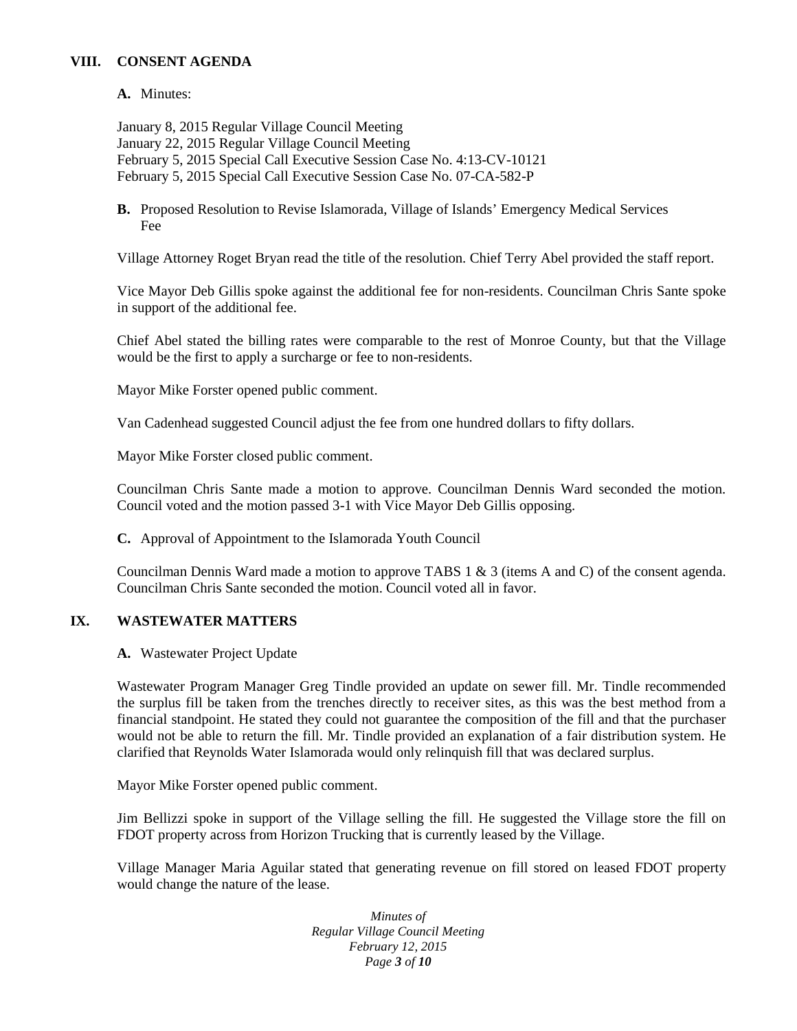## VIII. CONSENT AGENDA

**A.** Minutes:

January 8, 2015 Regular Village Council Meeting
January 22, 2015 Regular Village Council Meeting
February 5, 2015 Special Call Executive Session Case No. 4:13-CV-10121
February 5, 2015 Special Call Executive Session Case No. 07-CA-582-P

**B.** Proposed Resolution to Revise Islamorada, Village of Islands' Emergency Medical Services Fee

Village Attorney Roget Bryan read the title of the resolution. Chief Terry Abel provided the staff report.

Vice Mayor Deb Gillis spoke against the additional fee for non-residents. Councilman Chris Sante spoke in support of the additional fee.

Chief Abel stated the billing rates were comparable to the rest of Monroe County, but that the Village would be the first to apply a surcharge or fee to non-residents.

Mayor Mike Forster opened public comment.

Van Cadenhead suggested Council adjust the fee from one hundred dollars to fifty dollars.

Mayor Mike Forster closed public comment.

Councilman Chris Sante made a motion to approve. Councilman Dennis Ward seconded the motion. Council voted and the motion passed 3-1 with Vice Mayor Deb Gillis opposing.

**C.** Approval of Appointment to the Islamorada Youth Council

Councilman Dennis Ward made a motion to approve TABS 1 & 3 (items A and C) of the consent agenda. Councilman Chris Sante seconded the motion. Council voted all in favor.

## IX. WASTEWATER MATTERS

**A.** Wastewater Project Update

Wastewater Program Manager Greg Tindle provided an update on sewer fill. Mr. Tindle recommended the surplus fill be taken from the trenches directly to receiver sites, as this was the best method from a financial standpoint. He stated they could not guarantee the composition of the fill and that the purchaser would not be able to return the fill. Mr. Tindle provided an explanation of a fair distribution system. He clarified that Reynolds Water Islamorada would only relinquish fill that was declared surplus.

Mayor Mike Forster opened public comment.

Jim Bellizzi spoke in support of the Village selling the fill. He suggested the Village store the fill on FDOT property across from Horizon Trucking that is currently leased by the Village.

Village Manager Maria Aguilar stated that generating revenue on fill stored on leased FDOT property would change the nature of the lease.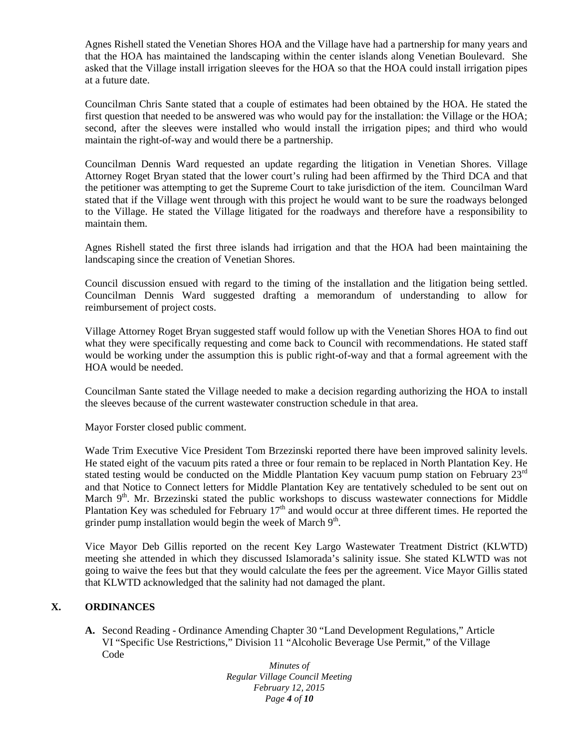Agnes Rishell stated the Venetian Shores HOA and the Village have had a partnership for many years and that the HOA has maintained the landscaping within the center islands along Venetian Boulevard. She asked that the Village install irrigation sleeves for the HOA so that the HOA could install irrigation pipes at a future date.

Councilman Chris Sante stated that a couple of estimates had been obtained by the HOA. He stated the first question that needed to be answered was who would pay for the installation: the Village or the HOA; second, after the sleeves were installed who would install the irrigation pipes; and third who would maintain the right-of-way and would there be a partnership.

Councilman Dennis Ward requested an update regarding the litigation in Venetian Shores. Village Attorney Roget Bryan stated that the lower court's ruling had been affirmed by the Third DCA and that the petitioner was attempting to get the Supreme Court to take jurisdiction of the item. Councilman Ward stated that if the Village went through with this project he would want to be sure the roadways belonged to the Village. He stated the Village litigated for the roadways and therefore have a responsibility to maintain them.

Agnes Rishell stated the first three islands had irrigation and that the HOA had been maintaining the landscaping since the creation of Venetian Shores.

Council discussion ensued with regard to the timing of the installation and the litigation being settled. Councilman Dennis Ward suggested drafting a memorandum of understanding to allow for reimbursement of project costs.

Village Attorney Roget Bryan suggested staff would follow up with the Venetian Shores HOA to find out what they were specifically requesting and come back to Council with recommendations. He stated staff would be working under the assumption this is public right-of-way and that a formal agreement with the HOA would be needed.

Councilman Sante stated the Village needed to make a decision regarding authorizing the HOA to install the sleeves because of the current wastewater construction schedule in that area.

Mayor Forster closed public comment.

Wade Trim Executive Vice President Tom Brzezinski reported there have been improved salinity levels. He stated eight of the vacuum pits rated a three or four remain to be replaced in North Plantation Key. He stated testing would be conducted on the Middle Plantation Key vacuum pump station on February 23rd and that Notice to Connect letters for Middle Plantation Key are tentatively scheduled to be sent out on March 9th. Mr. Brzezinski stated the public workshops to discuss wastewater connections for Middle Plantation Key was scheduled for February 17th and would occur at three different times. He reported the grinder pump installation would begin the week of March 9th.

Vice Mayor Deb Gillis reported on the recent Key Largo Wastewater Treatment District (KLWTD) meeting she attended in which they discussed Islamorada's salinity issue. She stated KLWTD was not going to waive the fees but that they would calculate the fees per the agreement. Vice Mayor Gillis stated that KLWTD acknowledged that the salinity had not damaged the plant.

## X. ORDINANCES

**A.** Second Reading - Ordinance Amending Chapter 30 "Land Development Regulations," Article VI "Specific Use Restrictions," Division 11 "Alcoholic Beverage Use Permit," of the Village Code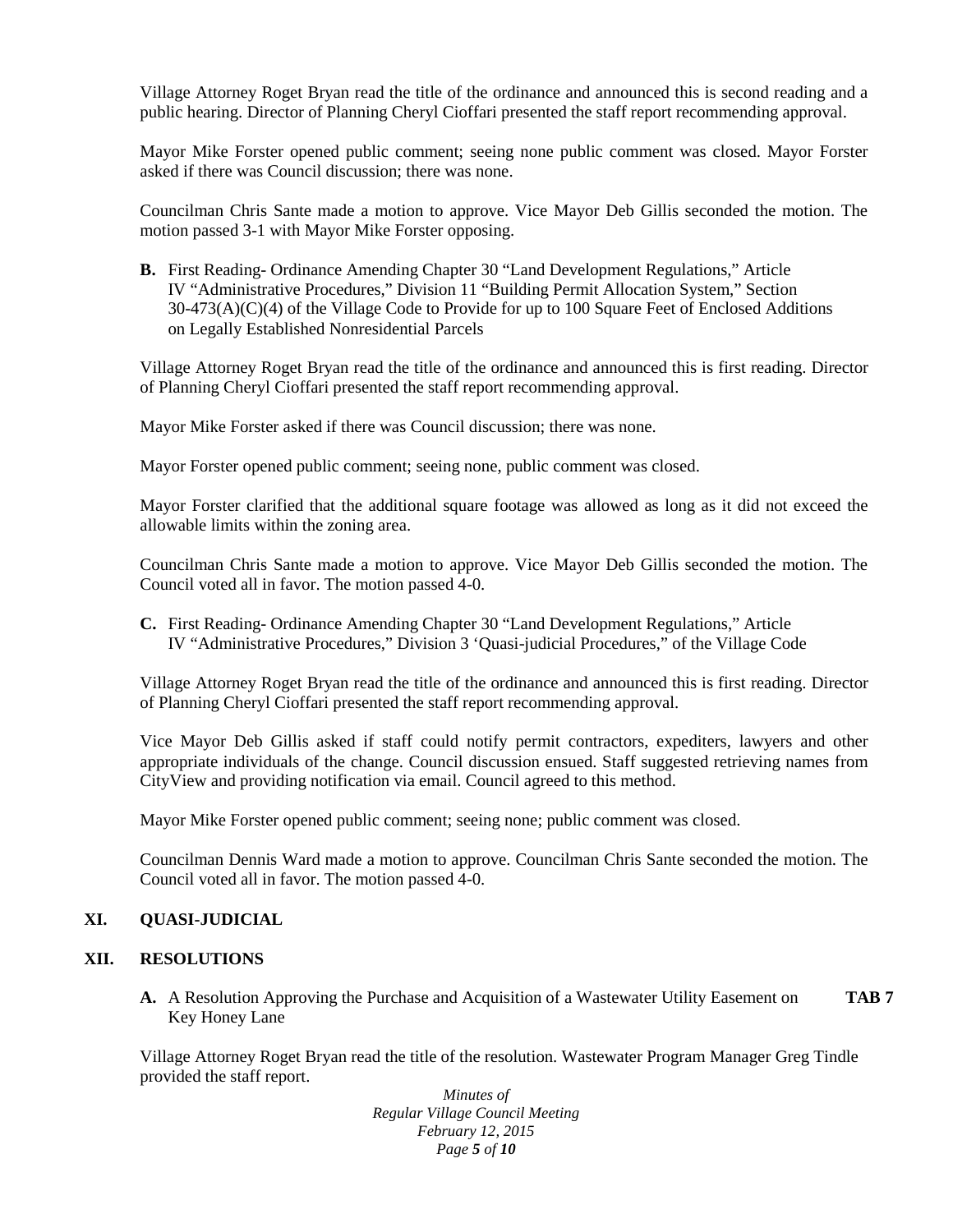Village Attorney Roget Bryan read the title of the ordinance and announced this is second reading and a public hearing. Director of Planning Cheryl Cioffari presented the staff report recommending approval.

Mayor Mike Forster opened public comment; seeing none public comment was closed. Mayor Forster asked if there was Council discussion; there was none.

Councilman Chris Sante made a motion to approve. Vice Mayor Deb Gillis seconded the motion. The motion passed 3-1 with Mayor Mike Forster opposing.

**B.** First Reading- Ordinance Amending Chapter 30 "Land Development Regulations," Article IV "Administrative Procedures," Division 11 "Building Permit Allocation System," Section 30-473(A)(C)(4) of the Village Code to Provide for up to 100 Square Feet of Enclosed Additions on Legally Established Nonresidential Parcels

Village Attorney Roget Bryan read the title of the ordinance and announced this is first reading. Director of Planning Cheryl Cioffari presented the staff report recommending approval.

Mayor Mike Forster asked if there was Council discussion; there was none.

Mayor Forster opened public comment; seeing none, public comment was closed.

Mayor Forster clarified that the additional square footage was allowed as long as it did not exceed the allowable limits within the zoning area.

Councilman Chris Sante made a motion to approve. Vice Mayor Deb Gillis seconded the motion. The Council voted all in favor. The motion passed 4-0.

**C.** First Reading- Ordinance Amending Chapter 30 "Land Development Regulations," Article IV "Administrative Procedures," Division 3 'Quasi-judicial Procedures," of the Village Code

Village Attorney Roget Bryan read the title of the ordinance and announced this is first reading. Director of Planning Cheryl Cioffari presented the staff report recommending approval.

Vice Mayor Deb Gillis asked if staff could notify permit contractors, expediters, lawyers and other appropriate individuals of the change. Council discussion ensued. Staff suggested retrieving names from CityView and providing notification via email. Council agreed to this method.

Mayor Mike Forster opened public comment; seeing none; public comment was closed.

Councilman Dennis Ward made a motion to approve. Councilman Chris Sante seconded the motion. The Council voted all in favor. The motion passed 4-0.

## XI. QUASI-JUDICIAL

## XII. RESOLUTIONS

**A.** A Resolution Approving the Purchase and Acquisition of a Wastewater Utility Easement on Key Honey Lane **TAB 7**

Village Attorney Roget Bryan read the title of the resolution. Wastewater Program Manager Greg Tindle provided the staff report.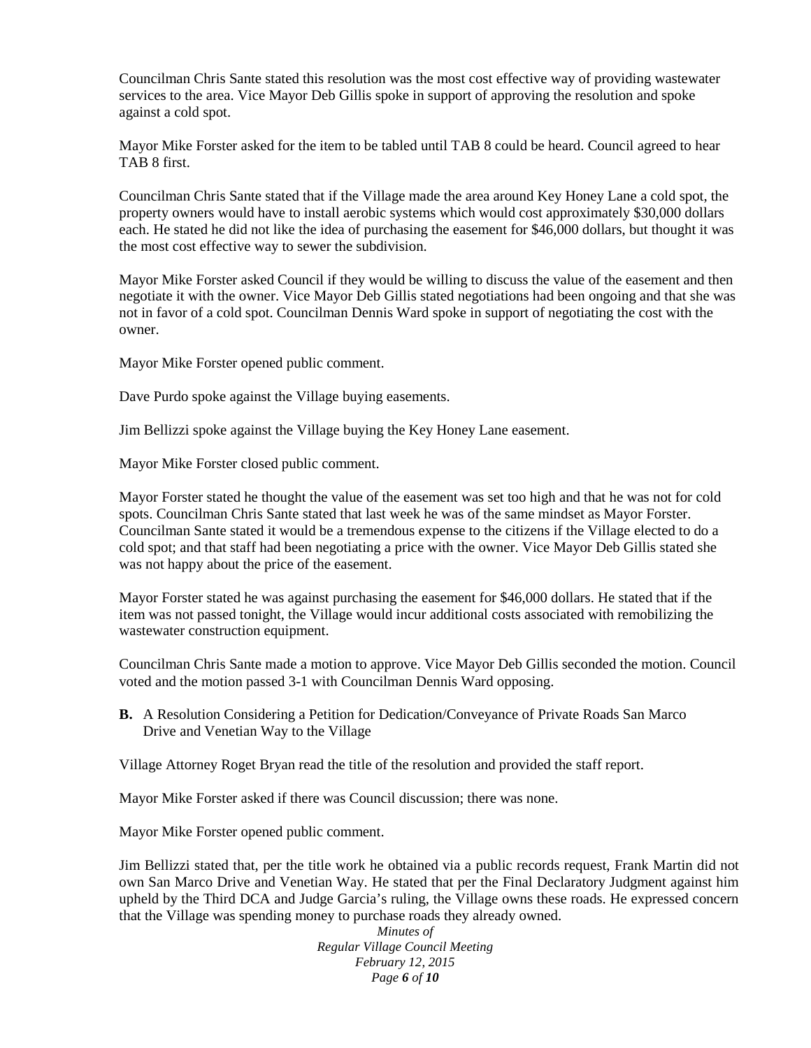Councilman Chris Sante stated this resolution was the most cost effective way of providing wastewater services to the area. Vice Mayor Deb Gillis spoke in support of approving the resolution and spoke against a cold spot.

Mayor Mike Forster asked for the item to be tabled until TAB 8 could be heard. Council agreed to hear TAB 8 first.

Councilman Chris Sante stated that if the Village made the area around Key Honey Lane a cold spot, the property owners would have to install aerobic systems which would cost approximately $30,000 dollars each. He stated he did not like the idea of purchasing the easement for $46,000 dollars, but thought it was the most cost effective way to sewer the subdivision.

Mayor Mike Forster asked Council if they would be willing to discuss the value of the easement and then negotiate it with the owner. Vice Mayor Deb Gillis stated negotiations had been ongoing and that she was not in favor of a cold spot. Councilman Dennis Ward spoke in support of negotiating the cost with the owner.

Mayor Mike Forster opened public comment.

Dave Purdo spoke against the Village buying easements.

Jim Bellizzi spoke against the Village buying the Key Honey Lane easement.

Mayor Mike Forster closed public comment.

Mayor Forster stated he thought the value of the easement was set too high and that he was not for cold spots. Councilman Chris Sante stated that last week he was of the same mindset as Mayor Forster. Councilman Sante stated it would be a tremendous expense to the citizens if the Village elected to do a cold spot; and that staff had been negotiating a price with the owner. Vice Mayor Deb Gillis stated she was not happy about the price of the easement.

Mayor Forster stated he was against purchasing the easement for $46,000 dollars. He stated that if the item was not passed tonight, the Village would incur additional costs associated with remobilizing the wastewater construction equipment.

Councilman Chris Sante made a motion to approve. Vice Mayor Deb Gillis seconded the motion. Council voted and the motion passed 3-1 with Councilman Dennis Ward opposing.

**B.** A Resolution Considering a Petition for Dedication/Conveyance of Private Roads San Marco Drive and Venetian Way to the Village

Village Attorney Roget Bryan read the title of the resolution and provided the staff report.

Mayor Mike Forster asked if there was Council discussion; there was none.

Mayor Mike Forster opened public comment.

Jim Bellizzi stated that, per the title work he obtained via a public records request, Frank Martin did not own San Marco Drive and Venetian Way. He stated that per the Final Declaratory Judgment against him upheld by the Third DCA and Judge Garcia's ruling, the Village owns these roads. He expressed concern that the Village was spending money to purchase roads they already owned.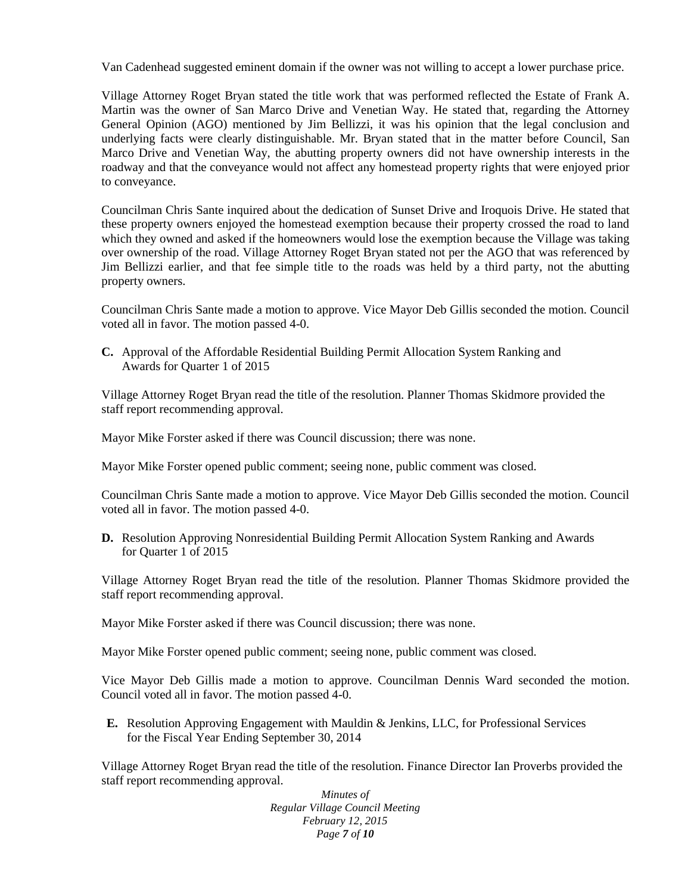Van Cadenhead suggested eminent domain if the owner was not willing to accept a lower purchase price.

Village Attorney Roget Bryan stated the title work that was performed reflected the Estate of Frank A. Martin was the owner of San Marco Drive and Venetian Way. He stated that, regarding the Attorney General Opinion (AGO) mentioned by Jim Bellizzi, it was his opinion that the legal conclusion and underlying facts were clearly distinguishable. Mr. Bryan stated that in the matter before Council, San Marco Drive and Venetian Way, the abutting property owners did not have ownership interests in the roadway and that the conveyance would not affect any homestead property rights that were enjoyed prior to conveyance.

Councilman Chris Sante inquired about the dedication of Sunset Drive and Iroquois Drive. He stated that these property owners enjoyed the homestead exemption because their property crossed the road to land which they owned and asked if the homeowners would lose the exemption because the Village was taking over ownership of the road. Village Attorney Roget Bryan stated not per the AGO that was referenced by Jim Bellizzi earlier, and that fee simple title to the roads was held by a third party, not the abutting property owners.

Councilman Chris Sante made a motion to approve. Vice Mayor Deb Gillis seconded the motion. Council voted all in favor. The motion passed 4-0.

**C.** Approval of the Affordable Residential Building Permit Allocation System Ranking and Awards for Quarter 1 of 2015

Village Attorney Roget Bryan read the title of the resolution. Planner Thomas Skidmore provided the staff report recommending approval.

Mayor Mike Forster asked if there was Council discussion; there was none.

Mayor Mike Forster opened public comment; seeing none, public comment was closed.

Councilman Chris Sante made a motion to approve. Vice Mayor Deb Gillis seconded the motion. Council voted all in favor. The motion passed 4-0.

**D.** Resolution Approving Nonresidential Building Permit Allocation System Ranking and Awards for Quarter 1 of 2015

Village Attorney Roget Bryan read the title of the resolution. Planner Thomas Skidmore provided the staff report recommending approval.

Mayor Mike Forster asked if there was Council discussion; there was none.

Mayor Mike Forster opened public comment; seeing none, public comment was closed.

Vice Mayor Deb Gillis made a motion to approve. Councilman Dennis Ward seconded the motion. Council voted all in favor. The motion passed 4-0.

**E.** Resolution Approving Engagement with Mauldin & Jenkins, LLC, for Professional Services for the Fiscal Year Ending September 30, 2014

Village Attorney Roget Bryan read the title of the resolution. Finance Director Ian Proverbs provided the staff report recommending approval.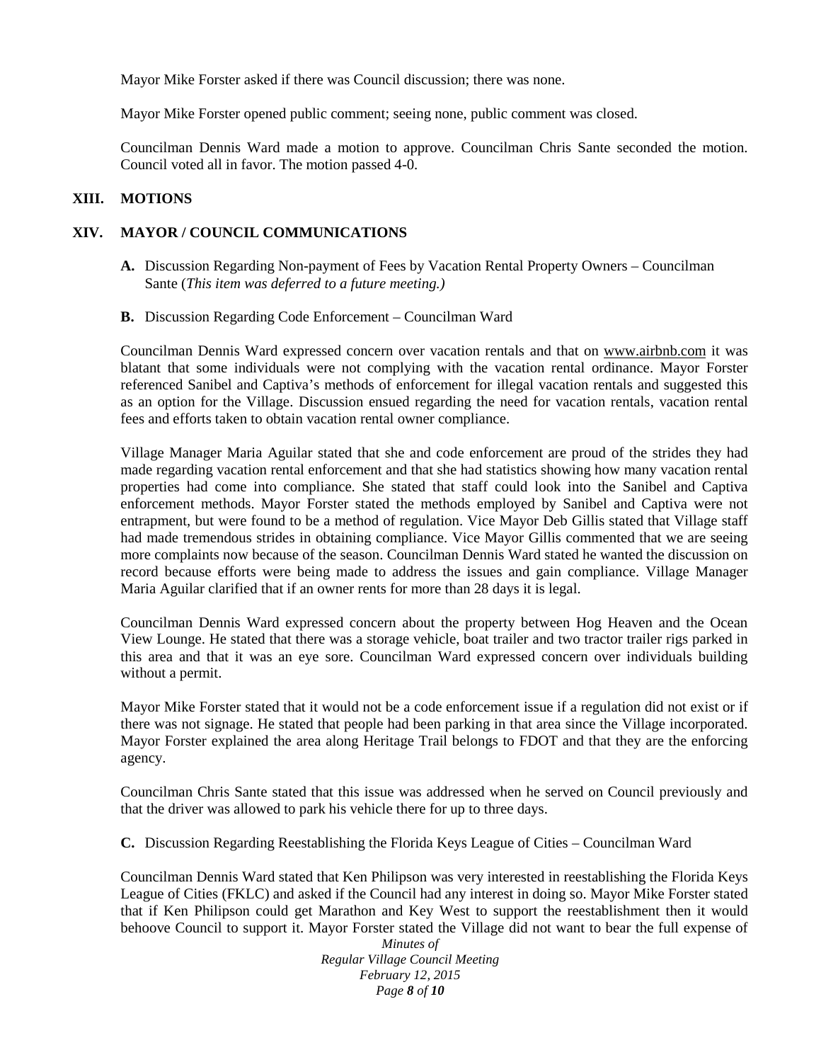Mayor Mike Forster asked if there was Council discussion; there was none.

Mayor Mike Forster opened public comment; seeing none, public comment was closed.

Councilman Dennis Ward made a motion to approve. Councilman Chris Sante seconded the motion. Council voted all in favor. The motion passed 4-0.

## XIII. MOTIONS

## XIV. MAYOR / COUNCIL COMMUNICATIONS

**A.** Discussion Regarding Non-payment of Fees by Vacation Rental Property Owners – Councilman Sante (*This item was deferred to a future meeting.)*

**B.** Discussion Regarding Code Enforcement – Councilman Ward

Councilman Dennis Ward expressed concern over vacation rentals and that on www.airbnb.com it was blatant that some individuals were not complying with the vacation rental ordinance. Mayor Forster referenced Sanibel and Captiva's methods of enforcement for illegal vacation rentals and suggested this as an option for the Village. Discussion ensued regarding the need for vacation rentals, vacation rental fees and efforts taken to obtain vacation rental owner compliance.

Village Manager Maria Aguilar stated that she and code enforcement are proud of the strides they had made regarding vacation rental enforcement and that she had statistics showing how many vacation rental properties had come into compliance. She stated that staff could look into the Sanibel and Captiva enforcement methods. Mayor Forster stated the methods employed by Sanibel and Captiva were not entrapment, but were found to be a method of regulation. Vice Mayor Deb Gillis stated that Village staff had made tremendous strides in obtaining compliance. Vice Mayor Gillis commented that we are seeing more complaints now because of the season. Councilman Dennis Ward stated he wanted the discussion on record because efforts were being made to address the issues and gain compliance. Village Manager Maria Aguilar clarified that if an owner rents for more than 28 days it is legal.

Councilman Dennis Ward expressed concern about the property between Hog Heaven and the Ocean View Lounge. He stated that there was a storage vehicle, boat trailer and two tractor trailer rigs parked in this area and that it was an eye sore. Councilman Ward expressed concern over individuals building without a permit.

Mayor Mike Forster stated that it would not be a code enforcement issue if a regulation did not exist or if there was not signage. He stated that people had been parking in that area since the Village incorporated. Mayor Forster explained the area along Heritage Trail belongs to FDOT and that they are the enforcing agency.

Councilman Chris Sante stated that this issue was addressed when he served on Council previously and that the driver was allowed to park his vehicle there for up to three days.

**C.** Discussion Regarding Reestablishing the Florida Keys League of Cities – Councilman Ward

Councilman Dennis Ward stated that Ken Philipson was very interested in reestablishing the Florida Keys League of Cities (FKLC) and asked if the Council had any interest in doing so. Mayor Mike Forster stated that if Ken Philipson could get Marathon and Key West to support the reestablishment then it would behoove Council to support it. Mayor Forster stated the Village did not want to bear the full expense of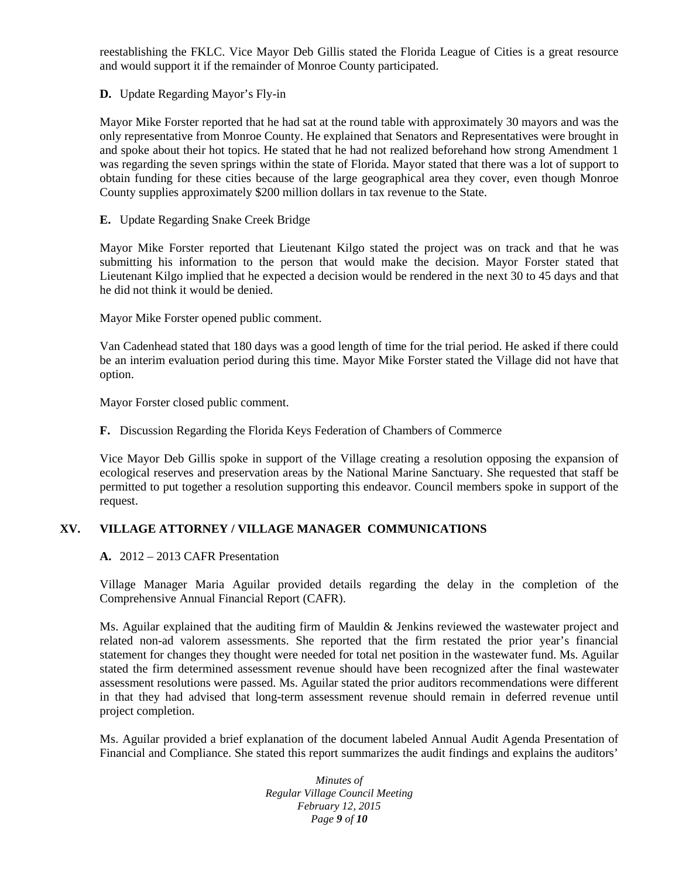reestablishing the FKLC. Vice Mayor Deb Gillis stated the Florida League of Cities is a great resource and would support it if the remainder of Monroe County participated.

**D.** Update Regarding Mayor's Fly-in

Mayor Mike Forster reported that he had sat at the round table with approximately 30 mayors and was the only representative from Monroe County. He explained that Senators and Representatives were brought in and spoke about their hot topics. He stated that he had not realized beforehand how strong Amendment 1 was regarding the seven springs within the state of Florida. Mayor stated that there was a lot of support to obtain funding for these cities because of the large geographical area they cover, even though Monroe County supplies approximately $200 million dollars in tax revenue to the State.

**E.** Update Regarding Snake Creek Bridge

Mayor Mike Forster reported that Lieutenant Kilgo stated the project was on track and that he was submitting his information to the person that would make the decision. Mayor Forster stated that Lieutenant Kilgo implied that he expected a decision would be rendered in the next 30 to 45 days and that he did not think it would be denied.

Mayor Mike Forster opened public comment.

Van Cadenhead stated that 180 days was a good length of time for the trial period. He asked if there could be an interim evaluation period during this time. Mayor Mike Forster stated the Village did not have that option.

Mayor Forster closed public comment.

**F.** Discussion Regarding the Florida Keys Federation of Chambers of Commerce

Vice Mayor Deb Gillis spoke in support of the Village creating a resolution opposing the expansion of ecological reserves and preservation areas by the National Marine Sanctuary. She requested that staff be permitted to put together a resolution supporting this endeavor. Council members spoke in support of the request.

## XV. VILLAGE ATTORNEY / VILLAGE MANAGER COMMUNICATIONS

**A.** 2012 – 2013 CAFR Presentation

Village Manager Maria Aguilar provided details regarding the delay in the completion of the Comprehensive Annual Financial Report (CAFR).

Ms. Aguilar explained that the auditing firm of Mauldin & Jenkins reviewed the wastewater project and related non-ad valorem assessments. She reported that the firm restated the prior year's financial statement for changes they thought were needed for total net position in the wastewater fund. Ms. Aguilar stated the firm determined assessment revenue should have been recognized after the final wastewater assessment resolutions were passed. Ms. Aguilar stated the prior auditors recommendations were different in that they had advised that long-term assessment revenue should remain in deferred revenue until project completion.

Ms. Aguilar provided a brief explanation of the document labeled Annual Audit Agenda Presentation of Financial and Compliance. She stated this report summarizes the audit findings and explains the auditors'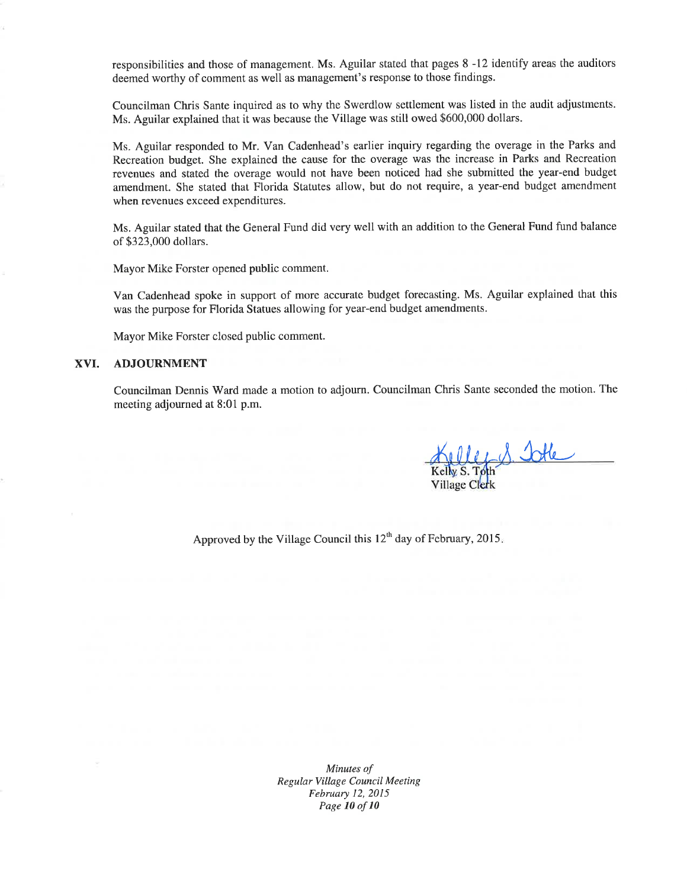responsibilities and those of management. Ms. Aguilar stated that pages 8 -12 identify areas the auditors deemed worthy of comment as well as management's response to those findings.

Councilman Chris Sante inquired as to why the Swerdlow settlement was listed in the audit adjustments. Ms. Aguilar explained that it was because the Village was still owed $600,000 dollars.

Ms. Aguilar responded to Mr. Van Cadenhead's earlier inquiry regarding the overage in the Parks and Recreation budget. She explained the cause for the overage was the increase in Parks and Recreation revenues and stated the overage would not have been noticed had she submitted the year-end budget amendment. She stated that Florida Statutes allow, but do not require, a year-end budget amendment when revenues exceed expenditures.

Ms. Aguilar stated that the General Fund did very well with an addition to the General Fund fund balance of $323,000 dollars.

Mayor Mike Forster opened public comment.

Van Cadenhead spoke in support of more accurate budget forecasting. Ms. Aguilar explained that this was the purpose for Florida Statues allowing for year-end budget amendments.

Mayor Mike Forster closed public comment.

## XVI. ADJOURNMENT

Councilman Dennis Ward made a motion to adjourn. Councilman Chris Sante seconded the motion. The meeting adjourned at 8:01 p.m.

Kelly S. Toth
Village Clerk

Approved by the Village Council this 12th day of February, 2015.

*Minutes of*
*Regular Village Council Meeting*
*February 12, 2015*